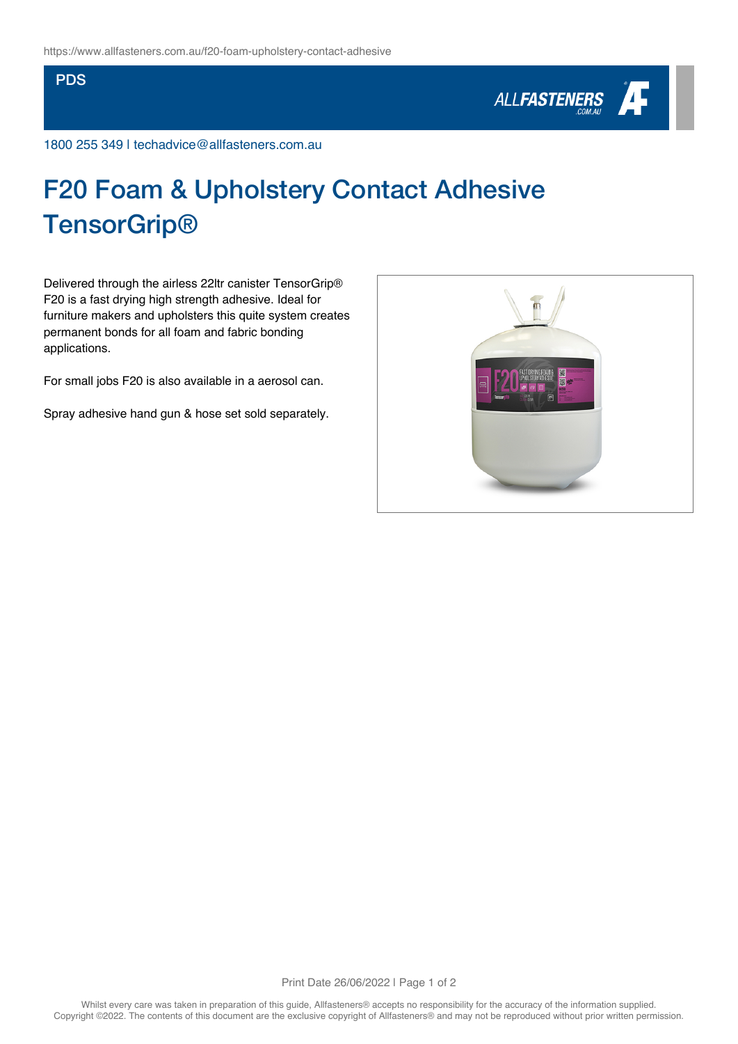https://www.allfasteners.com.au/f20-foam-upholstery-contact-adhesive

PDS

1800 255 349 | techadvice@allfasteners.com.au

# F20 Foam & Upholstery Contact Adhesive TensorGrip®

Delivered through the airless 22ltr canister TensorGrip® F20 is a fast drying high strength adhesive. Ideal for furniture makers and upholsters this quite system creates permanent bonds for all foam and fabric bonding applications.

For small jobs F20 is also available in a aerosol can.

Spray adhesive hand gun & hose set sold separately.

Print Date 26/06/2022

Whilst every care was taken in preparation of this guide, Allfasteners® accepts no responsibility for the accuracy of the information supplied. Copyright ©2022. The contents of this document are the exclusive copyright of Allfasteners® and may not be reproduced without prior written permission.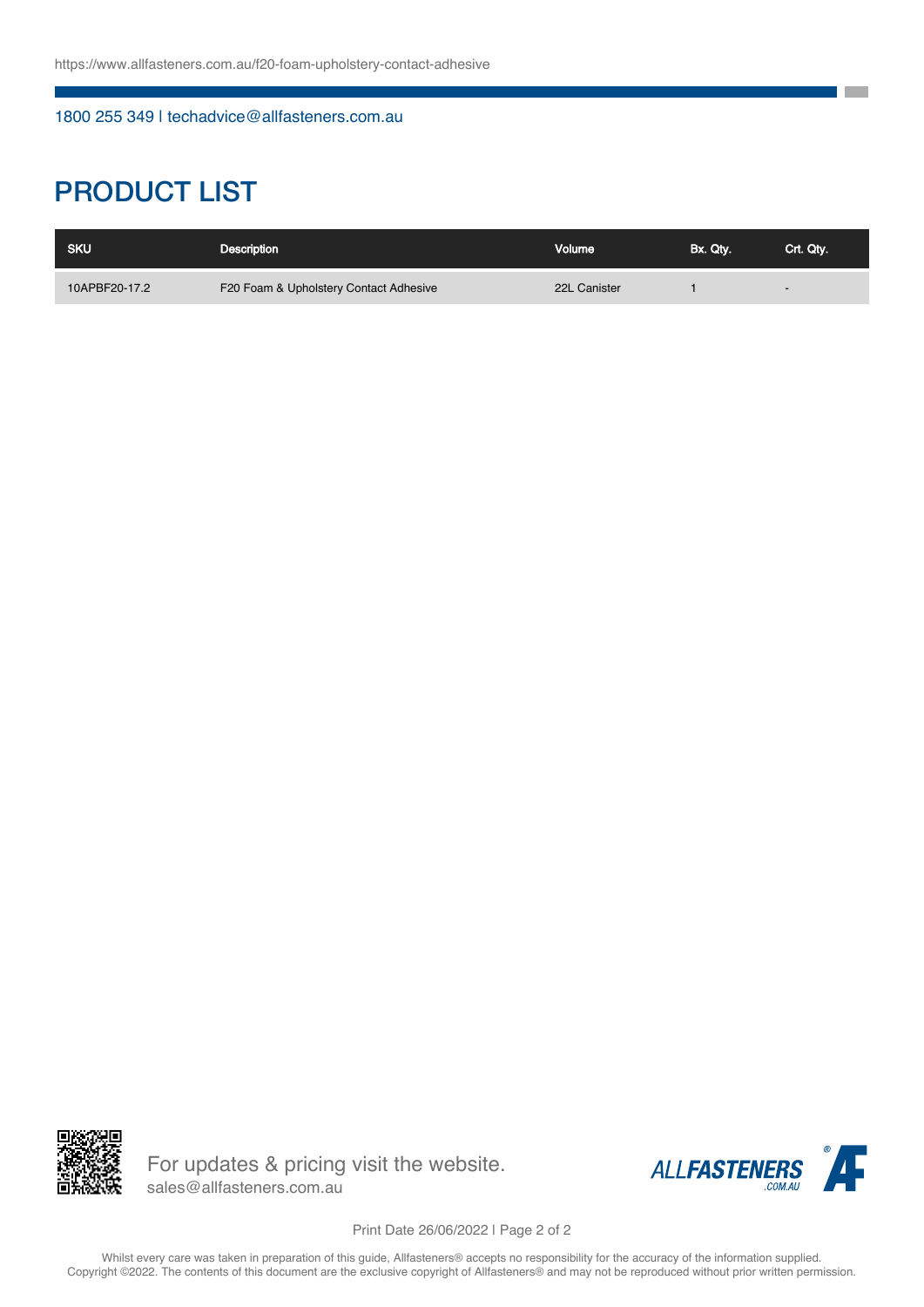https://www.allfasteners.com.au/f20-foam-upholstery-contact-adhesive

1800 255 349 | techadvice@allfasteners.com.au

# PRODUCT LIST

| SKU | Description | Volume | Bx. Qty. | Crt. Qty. |
|---|---|---|---|---|
| 10APBF20-17.2 | F20 Foam & Upholstery Contact Adhesive | 22L Canister | 1 | - |

For updates & pricing visit the website.
sales@allfasteners.com.au

Print Date 26/06/2022

Whilst every care was taken in preparation of this guide, Allfasteners® accepts no responsibility for the accuracy of the information supplied. Copyright ©2022. The contents of this document are the exclusive copyright of Allfasteners® and may not be reproduced without prior written permission.